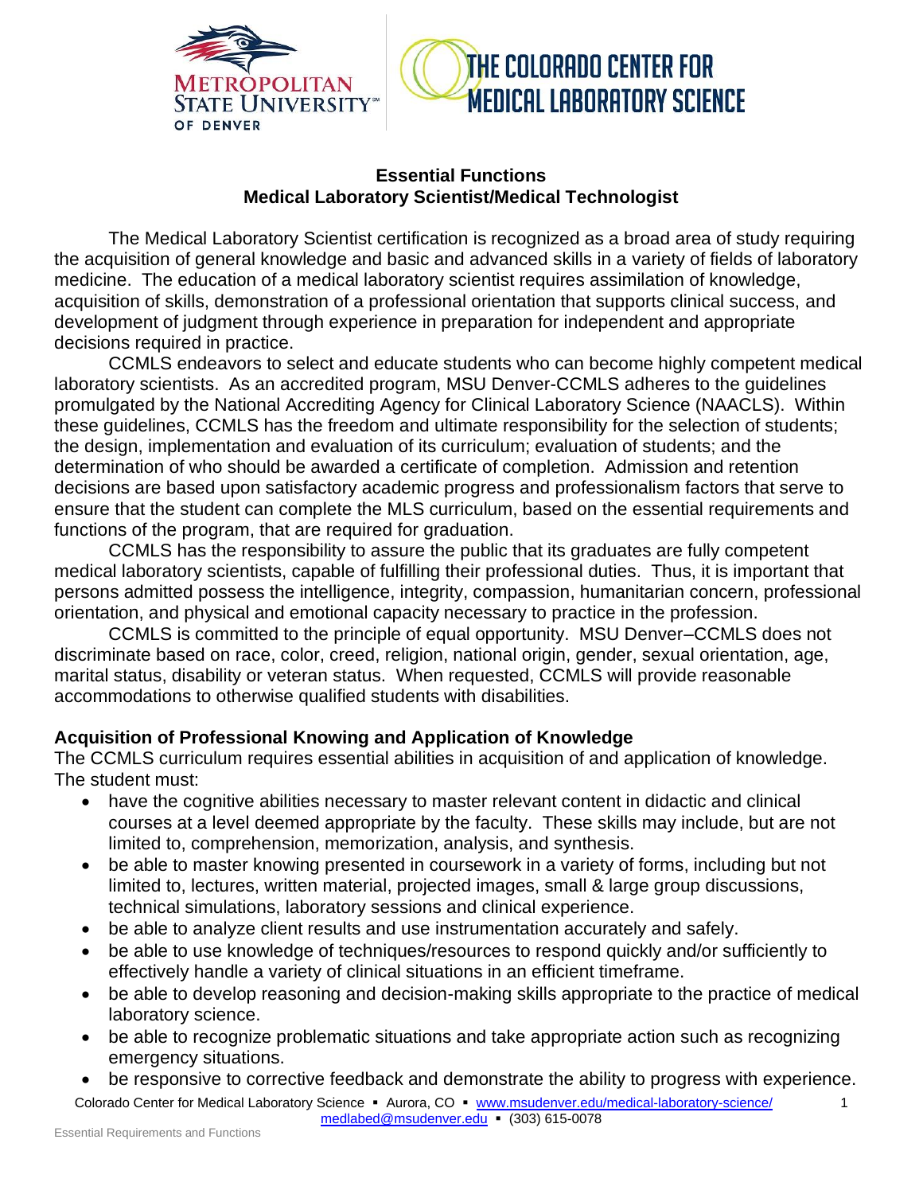# Essential Functions
## Medical Laboratory Scientist/Medical Technologist

The Medical Laboratory Scientist certification is recognized as a broad area of study requiring the acquisition of general knowledge and basic and advanced skills in a variety of fields of laboratory medicine. The education of a medical laboratory scientist requires assimilation of knowledge, acquisition of skills, demonstration of a professional orientation that supports clinical success, and development of judgment through experience in preparation for independent and appropriate decisions required in practice.

CCMLS endeavors to select and educate students who can become highly competent medical laboratory scientists. As an accredited program, MSU Denver-CCMLS adheres to the guidelines promulgated by the National Accrediting Agency for Clinical Laboratory Science (NAACLS). Within these guidelines, CCMLS has the freedom and ultimate responsibility for the selection of students; the design, implementation and evaluation of its curriculum; evaluation of students; and the determination of who should be awarded a certificate of completion. Admission and retention decisions are based upon satisfactory academic progress and professionalism factors that serve to ensure that the student can complete the MLS curriculum, based on the essential requirements and functions of the program, that are required for graduation.

CCMLS has the responsibility to assure the public that its graduates are fully competent medical laboratory scientists, capable of fulfilling their professional duties. Thus, it is important that persons admitted possess the intelligence, integrity, compassion, humanitarian concern, professional orientation, and physical and emotional capacity necessary to practice in the profession.

CCMLS is committed to the principle of equal opportunity. MSU Denver–CCMLS does not discriminate based on race, color, creed, religion, national origin, gender, sexual orientation, age, marital status, disability or veteran status. When requested, CCMLS will provide reasonable accommodations to otherwise qualified students with disabilities.

### Acquisition of Professional Knowing and Application of Knowledge

The CCMLS curriculum requires essential abilities in acquisition of and application of knowledge. The student must:

- have the cognitive abilities necessary to master relevant content in didactic and clinical courses at a level deemed appropriate by the faculty. These skills may include, but are not limited to, comprehension, memorization, analysis, and synthesis.
- be able to master knowing presented in coursework in a variety of forms, including but not limited to, lectures, written material, projected images, small & large group discussions, technical simulations, laboratory sessions and clinical experience.
- be able to analyze client results and use instrumentation accurately and safely.
- be able to use knowledge of techniques/resources to respond quickly and/or sufficiently to effectively handle a variety of clinical situations in an efficient timeframe.
- be able to develop reasoning and decision-making skills appropriate to the practice of medical laboratory science.
- be able to recognize problematic situations and take appropriate action such as recognizing emergency situations.
- be responsive to corrective feedback and demonstrate the ability to progress with experience.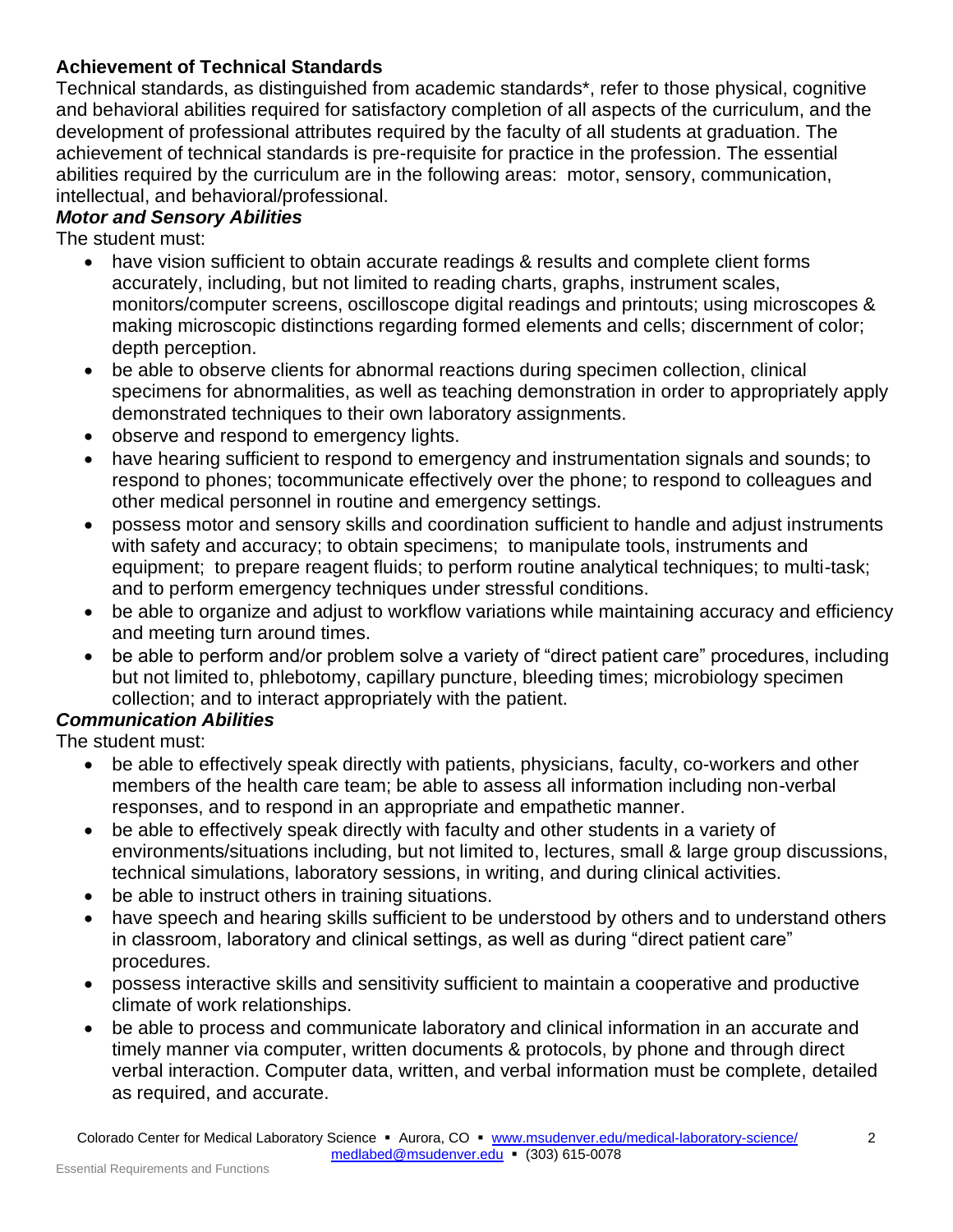### Achievement of Technical Standards

Technical standards, as distinguished from academic standards*, refer to those physical, cognitive and behavioral abilities required for satisfactory completion of all aspects of the curriculum, and the development of professional attributes required by the faculty of all students at graduation. The achievement of technical standards is pre-requisite for practice in the profession. The essential abilities required by the curriculum are in the following areas: motor, sensory, communication, intellectual, and behavioral/professional.

#### *Motor and Sensory Abilities*

The student must:

- have vision sufficient to obtain accurate readings & results and complete client forms accurately, including, but not limited to reading charts, graphs, instrument scales, monitors/computer screens, oscilloscope digital readings and printouts; using microscopes & making microscopic distinctions regarding formed elements and cells; discernment of color; depth perception.
- be able to observe clients for abnormal reactions during specimen collection, clinical specimens for abnormalities, as well as teaching demonstration in order to appropriately apply demonstrated techniques to their own laboratory assignments.
- observe and respond to emergency lights.
- have hearing sufficient to respond to emergency and instrumentation signals and sounds; to respond to phones; tocommunicate effectively over the phone; to respond to colleagues and other medical personnel in routine and emergency settings.
- possess motor and sensory skills and coordination sufficient to handle and adjust instruments with safety and accuracy; to obtain specimens; to manipulate tools, instruments and equipment; to prepare reagent fluids; to perform routine analytical techniques; to multi-task; and to perform emergency techniques under stressful conditions.
- be able to organize and adjust to workflow variations while maintaining accuracy and efficiency and meeting turn around times.
- be able to perform and/or problem solve a variety of "direct patient care" procedures, including but not limited to, phlebotomy, capillary puncture, bleeding times; microbiology specimen collection; and to interact appropriately with the patient.

#### *Communication Abilities*

The student must:

- be able to effectively speak directly with patients, physicians, faculty, co-workers and other members of the health care team; be able to assess all information including non-verbal responses, and to respond in an appropriate and empathetic manner.
- be able to effectively speak directly with faculty and other students in a variety of environments/situations including, but not limited to, lectures, small & large group discussions, technical simulations, laboratory sessions, in writing, and during clinical activities.
- be able to instruct others in training situations.
- have speech and hearing skills sufficient to be understood by others and to understand others in classroom, laboratory and clinical settings, as well as during "direct patient care" procedures.
- possess interactive skills and sensitivity sufficient to maintain a cooperative and productive climate of work relationships.
- be able to process and communicate laboratory and clinical information in an accurate and timely manner via computer, written documents & protocols, by phone and through direct verbal interaction. Computer data, written, and verbal information must be complete, detailed as required, and accurate.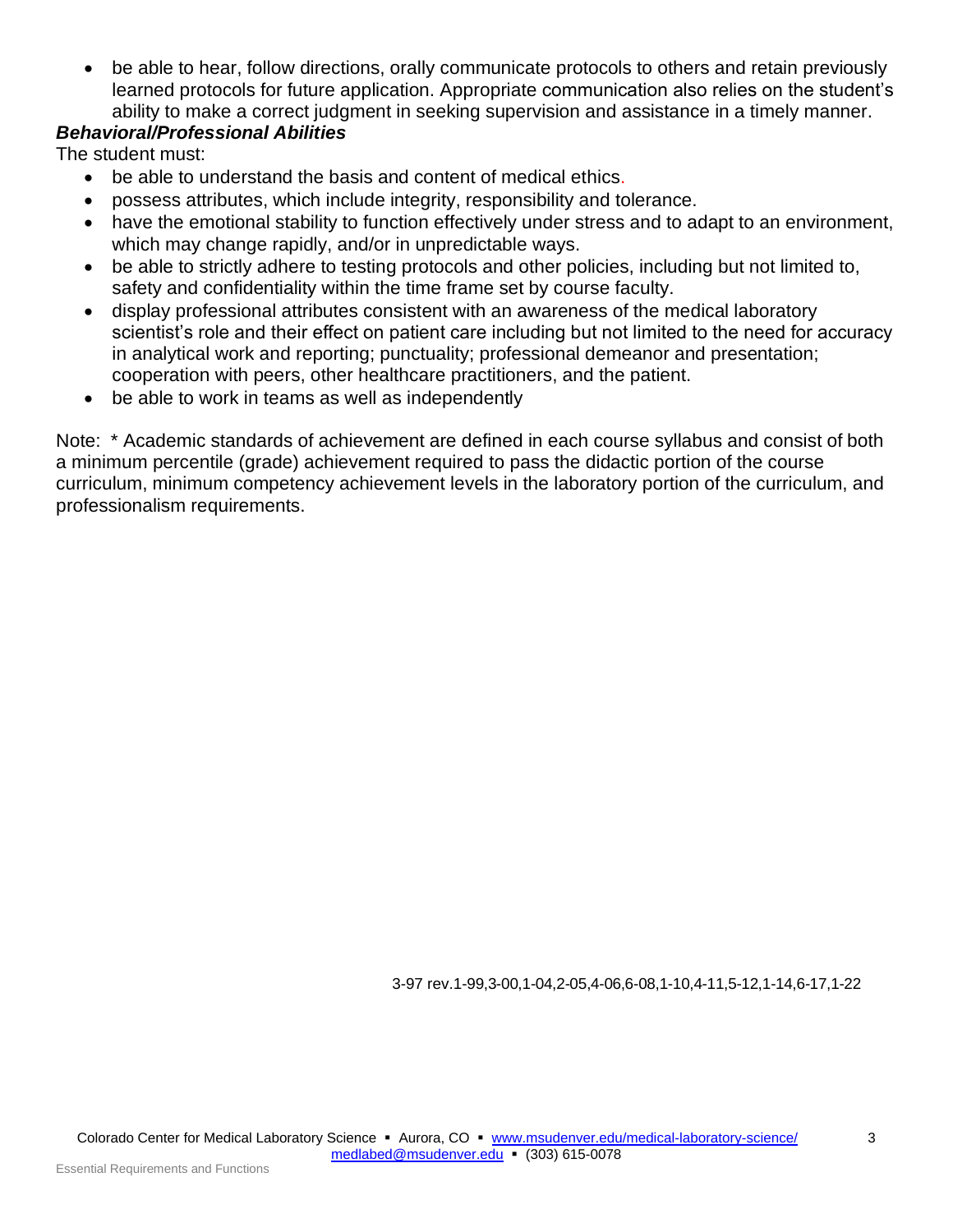- be able to hear, follow directions, orally communicate protocols to others and retain previously learned protocols for future application. Appropriate communication also relies on the student's ability to make a correct judgment in seeking supervision and assistance in a timely manner.

***Behavioral/Professional Abilities***

The student must:

- be able to understand the basis and content of medical ethics.
- possess attributes, which include integrity, responsibility and tolerance.
- have the emotional stability to function effectively under stress and to adapt to an environment, which may change rapidly, and/or in unpredictable ways.
- be able to strictly adhere to testing protocols and other policies, including but not limited to, safety and confidentiality within the time frame set by course faculty.
- display professional attributes consistent with an awareness of the medical laboratory scientist's role and their effect on patient care including but not limited to the need for accuracy in analytical work and reporting; punctuality; professional demeanor and presentation; cooperation with peers, other healthcare practitioners, and the patient.
- be able to work in teams as well as independently

Note: * Academic standards of achievement are defined in each course syllabus and consist of both a minimum percentile (grade) achievement required to pass the didactic portion of the course curriculum, minimum competency achievement levels in the laboratory portion of the curriculum, and professionalism requirements.

3-97 rev.1-99,3-00,1-04,2-05,4-06,6-08,1-10,4-11,5-12,1-14,6-17,1-22